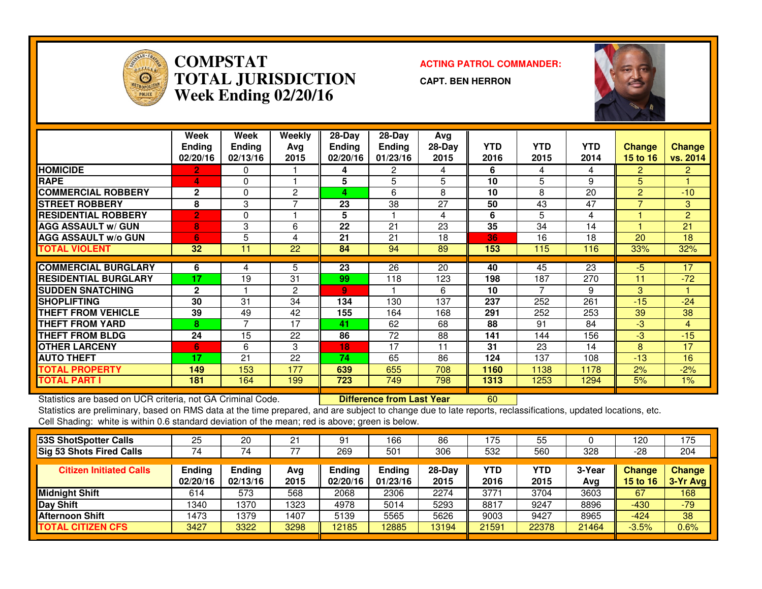# COMPSTAT
# TOTAL JURISDICTION
## Week Ending 02/20/16

**ACTING PATROL COMMANDER:**

**CAPT. BEN HERRON**

| | Week Ending 02/20/16 | Week Ending 02/13/16 | Weekly Avg 2015 | 28-Day Ending 02/20/16 | 28-Day Ending 01/23/16 | Avg 28-Day 2015 | YTD 2016 | YTD 2015 | YTD 2014 | Change 15 to 16 | Change vs. 2014 |
|---|---|---|---|---|---|---|---|---|---|---|---|
| HOMICIDE | 2 | 0 | 1 | 4 | 2 | 4 | 6 | 4 | 4 | 2 | 2 |
| RAPE | 4 | 0 | 1 | 5 | 5 | 5 | 10 | 5 | 9 | 5 | 1 |
| COMMERCIAL ROBBERY | 2 | 0 | 2 | 4 | 6 | 8 | 10 | 8 | 20 | 2 | -10 |
| STREET ROBBERY | 8 | 3 | 7 | 23 | 38 | 27 | 50 | 43 | 47 | 7 | 3 |
| RESIDENTIAL ROBBERY | 2 | 0 | 1 | 5 | 1 | 4 | 6 | 5 | 4 | 1 | 2 |
| AGG ASSAULT w/ GUN | 8 | 3 | 6 | 22 | 21 | 23 | 35 | 34 | 14 | 1 | 21 |
| AGG ASSAULT w/o GUN | 6 | 5 | 4 | 21 | 21 | 18 | 36 | 16 | 18 | 20 | 18 |
| TOTAL VIOLENT | 32 | 11 | 22 | 84 | 94 | 89 | 153 | 115 | 116 | 33% | 32% |
| COMMERCIAL BURGLARY | 6 | 4 | 5 | 23 | 26 | 20 | 40 | 45 | 23 | -5 | 17 |
| RESIDENTIAL BURGLARY | 17 | 19 | 31 | 99 | 118 | 123 | 198 | 187 | 270 | 11 | -72 |
| SUDDEN SNATCHING | 2 | 1 | 2 | 9 | 1 | 6 | 10 | 7 | 9 | 3 | 1 |
| SHOPLIFTING | 30 | 31 | 34 | 134 | 130 | 137 | 237 | 252 | 261 | -15 | -24 |
| THEFT FROM VEHICLE | 39 | 49 | 42 | 155 | 164 | 168 | 291 | 252 | 253 | 39 | 38 |
| THEFT FROM YARD | 8 | 7 | 17 | 41 | 62 | 68 | 88 | 91 | 84 | -3 | 4 |
| THEFT FROM BLDG | 24 | 15 | 22 | 86 | 72 | 88 | 141 | 144 | 156 | -3 | -15 |
| OTHER LARCENY | 6 | 6 | 3 | 18 | 17 | 11 | 31 | 23 | 14 | 8 | 17 |
| AUTO THEFT | 17 | 21 | 22 | 74 | 65 | 86 | 124 | 137 | 108 | -13 | 16 |
| TOTAL PROPERTY | 149 | 153 | 177 | 639 | 655 | 708 | 1160 | 1138 | 1178 | 2% | -2% |
| TOTAL PART I | 181 | 164 | 199 | 723 | 749 | 798 | 1313 | 1253 | 1294 | 5% | 1% |

Statistics are based on UCR criteria, not GA Criminal Code. **Difference from Last Year** 60

Statistics are preliminary, based on RMS data at the time prepared, and are subject to change due to late reports, reclassifications, updated locations, etc.

Cell Shading: white is within 0.6 standard deviation of the mean; red is above; green is below.

| | | | | | | | | | | | |
|---|---|---|---|---|---|---|---|---|---|---|---|
| 53S ShotSpotter Calls | 25 | 20 | 21 | 91 | 166 | 86 | 175 | 55 | 0 | 120 | 175 |
| Sig 53 Shots Fired Calls | 74 | 74 | 77 | 269 | 501 | 306 | 532 | 560 | 328 | -28 | 204 |

| Citizen Initiated Calls | Ending 02/20/16 | Ending 02/13/16 | Avg 2015 | Ending 02/20/16 | Ending 01/23/16 | 28-Day 2015 | YTD 2016 | YTD 2015 | 3-Year Avg | Change 15 to 16 | Change 3-Yr Avg |
|---|---|---|---|---|---|---|---|---|---|---|---|
| Midnight Shift | 614 | 573 | 568 | 2068 | 2306 | 2274 | 3771 | 3704 | 3603 | 67 | 168 |
| Day Shift | 1340 | 1370 | 1323 | 4978 | 5014 | 5293 | 8817 | 9247 | 8896 | -430 | -79 |
| Afternoon Shift | 1473 | 1379 | 1407 | 5139 | 5565 | 5626 | 9003 | 9427 | 8965 | -424 | 38 |
| TOTAL CITIZEN CFS | 3427 | 3322 | 3298 | 12185 | 12885 | 13194 | 21591 | 22378 | 21464 | -3.5% | 0.6% |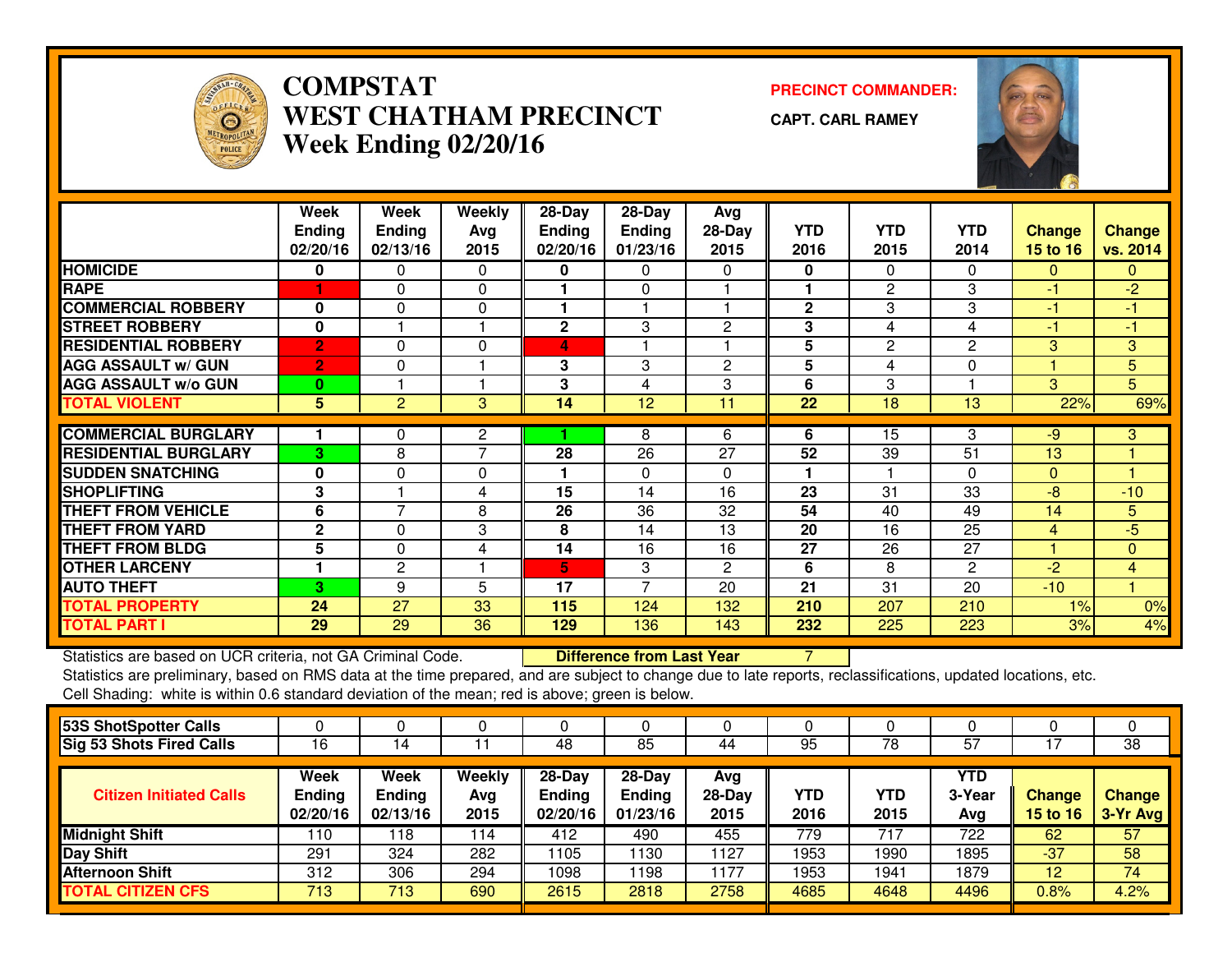# COMPSTAT
# WEST CHATHAM PRECINCT
# Week Ending 02/20/16

**PRECINCT COMMANDER:**

**CAPT. CARL RAMEY**

| | Week Ending 02/20/16 | Week Ending 02/13/16 | Weekly Avg 2015 | 28-Day Ending 02/20/16 | 28-Day Ending 01/23/16 | Avg 28-Day 2015 | YTD 2016 | YTD 2015 | YTD 2014 | Change 15 to 16 | Change vs. 2014 |
|---|---|---|---|---|---|---|---|---|---|---|---|
| HOMICIDE | 0 | 0 | 0 | 0 | 0 | 0 | 0 | 0 | 0 | 0 | 0 |
| RAPE | 1 | 0 | 0 | 1 | 0 | 1 | 1 | 2 | 3 | -1 | -2 |
| COMMERCIAL ROBBERY | 0 | 0 | 0 | 1 | 1 | 1 | 2 | 3 | 3 | -1 | -1 |
| STREET ROBBERY | 0 | 1 | 1 | 2 | 3 | 2 | 3 | 4 | 4 | -1 | -1 |
| RESIDENTIAL ROBBERY | 2 | 0 | 0 | 4 | 1 | 1 | 5 | 2 | 2 | 3 | 3 |
| AGG ASSAULT w/ GUN | 2 | 0 | 1 | 3 | 3 | 2 | 5 | 4 | 0 | 1 | 5 |
| AGG ASSAULT w/o GUN | 0 | 1 | 1 | 3 | 4 | 3 | 6 | 3 | 1 | 3 | 5 |
| TOTAL VIOLENT | 5 | 2 | 3 | 14 | 12 | 11 | 22 | 18 | 13 | 22% | 69% |
| COMMERCIAL BURGLARY | 1 | 0 | 2 | 1 | 8 | 6 | 6 | 15 | 3 | -9 | 3 |
| RESIDENTIAL BURGLARY | 3 | 8 | 7 | 28 | 26 | 27 | 52 | 39 | 51 | 13 | 1 |
| SUDDEN SNATCHING | 0 | 0 | 0 | 1 | 0 | 0 | 1 | 1 | 0 | 0 | 1 |
| SHOPLIFTING | 3 | 1 | 4 | 15 | 14 | 16 | 23 | 31 | 33 | -8 | -10 |
| THEFT FROM VEHICLE | 6 | 7 | 8 | 26 | 36 | 32 | 54 | 40 | 49 | 14 | 5 |
| THEFT FROM YARD | 2 | 0 | 3 | 8 | 14 | 13 | 20 | 16 | 25 | 4 | -5 |
| THEFT FROM BLDG | 5 | 0 | 4 | 14 | 16 | 16 | 27 | 26 | 27 | 1 | 0 |
| OTHER LARCENY | 1 | 2 | 1 | 5 | 3 | 2 | 6 | 8 | 2 | -2 | 4 |
| AUTO THEFT | 3 | 9 | 5 | 17 | 7 | 20 | 21 | 31 | 20 | -10 | 1 |
| TOTAL PROPERTY | 24 | 27 | 33 | 115 | 124 | 132 | 210 | 207 | 210 | 1% | 0% |
| TOTAL PART I | 29 | 29 | 36 | 129 | 136 | 143 | 232 | 225 | 223 | 3% | 4% |

Statistics are based on UCR criteria, not GA Criminal Code. **Difference from Last Year** 7

Statistics are preliminary, based on RMS data at the time prepared, and are subject to change due to late reports, reclassifications, updated locations, etc.

Cell Shading: white is within 0.6 standard deviation of the mean; red is above; green is below.

| | | | | | | | | | | | |
|---|---|---|---|---|---|---|---|---|---|---|---|
| 53S ShotSpotter Calls | 0 | 0 | 0 | 0 | 0 | 0 | 0 | 0 | 0 | 0 | 0 |
| Sig 53 Shots Fired Calls | 16 | 14 | 11 | 48 | 85 | 44 | 95 | 78 | 57 | 17 | 38 |

| Citizen Initiated Calls | Week Ending 02/20/16 | Week Ending 02/13/16 | Weekly Avg 2015 | 28-Day Ending 02/20/16 | 28-Day Ending 01/23/16 | Avg 28-Day 2015 | YTD 2016 | YTD 2015 | YTD 3-Year Avg | Change 15 to 16 | Change 3-Yr Avg |
|---|---|---|---|---|---|---|---|---|---|---|---|
| Midnight Shift | 110 | 118 | 114 | 412 | 490 | 455 | 779 | 717 | 722 | 62 | 57 |
| Day Shift | 291 | 324 | 282 | 1105 | 1130 | 1127 | 1953 | 1990 | 1895 | -37 | 58 |
| Afternoon Shift | 312 | 306 | 294 | 1098 | 1198 | 1177 | 1953 | 1941 | 1879 | 12 | 74 |
| TOTAL CITIZEN CFS | 713 | 713 | 690 | 2615 | 2818 | 2758 | 4685 | 4648 | 4496 | 0.8% | 4.2% |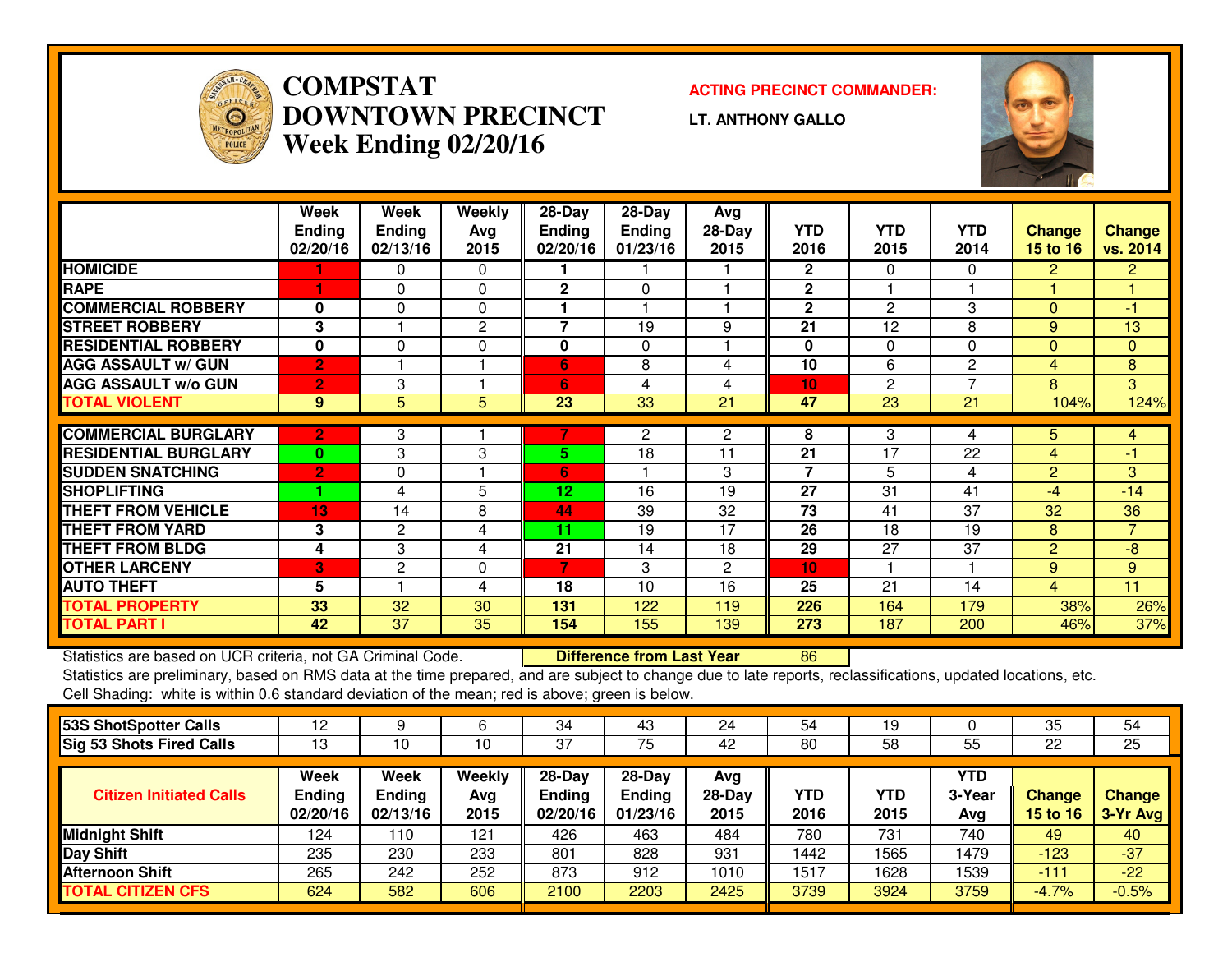# COMPSTAT
# DOWNTOWN PRECINCT
## Week Ending 02/20/16

**ACTING PRECINCT COMMANDER:**

**LT. ANTHONY GALLO**

| | Week Ending 02/20/16 | Week Ending 02/13/16 | Weekly Avg 2015 | 28-Day Ending 02/20/16 | 28-Day Ending 01/23/16 | Avg 28-Day 2015 | YTD 2016 | YTD 2015 | YTD 2014 | Change 15 to 16 | Change vs. 2014 |
|---|---|---|---|---|---|---|---|---|---|---|---|
| HOMICIDE | 1 | 0 | 0 | 1 | 1 | 1 | 2 | 0 | 0 | 2 | 2 |
| RAPE | 1 | 0 | 0 | 2 | 0 | 1 | 2 | 1 | 1 | 1 | 1 |
| COMMERCIAL ROBBERY | 0 | 0 | 0 | 1 | 1 | 1 | 2 | 2 | 3 | 0 | -1 |
| STREET ROBBERY | 3 | 1 | 2 | 7 | 19 | 9 | 21 | 12 | 8 | 9 | 13 |
| RESIDENTIAL ROBBERY | 0 | 0 | 0 | 0 | 0 | 1 | 0 | 0 | 0 | 0 | 0 |
| AGG ASSAULT w/ GUN | 2 | 1 | 1 | 6 | 8 | 4 | 10 | 6 | 2 | 4 | 8 |
| AGG ASSAULT w/o GUN | 2 | 3 | 1 | 6 | 4 | 4 | 10 | 2 | 7 | 8 | 3 |
| TOTAL VIOLENT | 9 | 5 | 5 | 23 | 33 | 21 | 47 | 23 | 21 | 104% | 124% |
| COMMERCIAL BURGLARY | 2 | 3 | 1 | 7 | 2 | 2 | 8 | 3 | 4 | 5 | 4 |
| RESIDENTIAL BURGLARY | 0 | 3 | 3 | 5 | 18 | 11 | 21 | 17 | 22 | 4 | -1 |
| SUDDEN SNATCHING | 2 | 0 | 1 | 6 | 1 | 3 | 7 | 5 | 4 | 2 | 3 |
| SHOPLIFTING | 1 | 4 | 5 | 12 | 16 | 19 | 27 | 31 | 41 | -4 | -14 |
| THEFT FROM VEHICLE | 13 | 14 | 8 | 44 | 39 | 32 | 73 | 41 | 37 | 32 | 36 |
| THEFT FROM YARD | 3 | 2 | 4 | 11 | 19 | 17 | 26 | 18 | 19 | 8 | 7 |
| THEFT FROM BLDG | 4 | 3 | 4 | 21 | 14 | 18 | 29 | 27 | 37 | 2 | -8 |
| OTHER LARCENY | 3 | 2 | 0 | 7 | 3 | 2 | 10 | 1 | 1 | 9 | 9 |
| AUTO THEFT | 5 | 1 | 4 | 18 | 10 | 16 | 25 | 21 | 14 | 4 | 11 |
| TOTAL PROPERTY | 33 | 32 | 30 | 131 | 122 | 119 | 226 | 164 | 179 | 38% | 26% |
| TOTAL PART I | 42 | 37 | 35 | 154 | 155 | 139 | 273 | 187 | 200 | 46% | 37% |

Statistics are based on UCR criteria, not GA Criminal Code. **Difference from Last Year** 86

Statistics are preliminary, based on RMS data at the time prepared, and are subject to change due to late reports, reclassifications, updated locations, etc.

Cell Shading: white is within 0.6 standard deviation of the mean; red is above; green is below.

| | | | | | | | | | | | |
|---|---|---|---|---|---|---|---|---|---|---|---|
| 53S ShotSpotter Calls | 12 | 9 | 6 | 34 | 43 | 24 | 54 | 19 | 0 | 35 | 54 |
| Sig 53 Shots Fired Calls | 13 | 10 | 10 | 37 | 75 | 42 | 80 | 58 | 55 | 22 | 25 |

| Citizen Initiated Calls | Week Ending 02/20/16 | Week Ending 02/13/16 | Weekly Avg 2015 | 28-Day Ending 02/20/16 | 28-Day Ending 01/23/16 | Avg 28-Day 2015 | YTD 2016 | YTD 2015 | YTD 3-Year Avg | Change 15 to 16 | Change 3-Yr Avg |
|---|---|---|---|---|---|---|---|---|---|---|---|
| Midnight Shift | 124 | 110 | 121 | 426 | 463 | 484 | 780 | 731 | 740 | 49 | 40 |
| Day Shift | 235 | 230 | 233 | 801 | 828 | 931 | 1442 | 1565 | 1479 | -123 | -37 |
| Afternoon Shift | 265 | 242 | 252 | 873 | 912 | 1010 | 1517 | 1628 | 1539 | -111 | -22 |
| TOTAL CITIZEN CFS | 624 | 582 | 606 | 2100 | 2203 | 2425 | 3739 | 3924 | 3759 | -4.7% | -0.5% |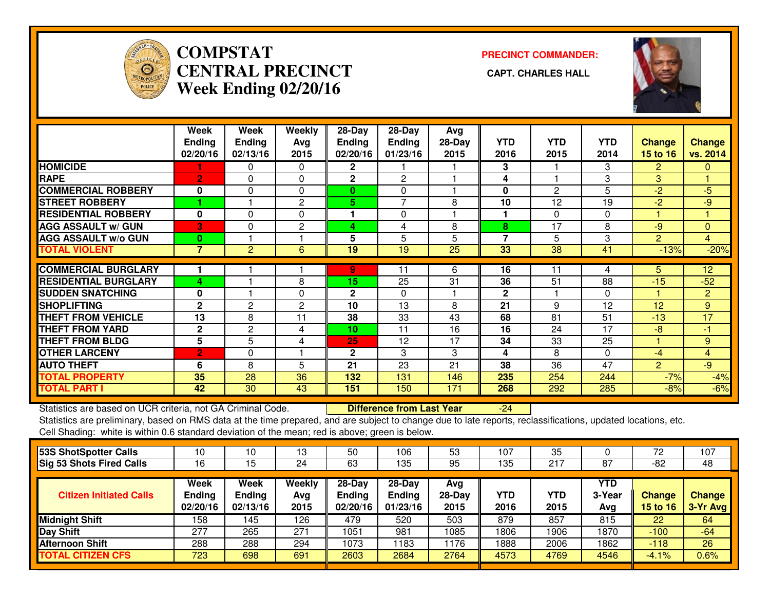# COMPSTAT
# CENTRAL PRECINCT
# Week Ending 02/20/16

**PRECINCT COMMANDER:**

**CAPT. CHARLES HALL**

| | Week Ending 02/20/16 | Week Ending 02/13/16 | Weekly Avg 2015 | 28-Day Ending 02/20/16 | 28-Day Ending 01/23/16 | Avg 28-Day 2015 | YTD 2016 | YTD 2015 | YTD 2014 | Change 15 to 16 | Change vs. 2014 |
|---|---|---|---|---|---|---|---|---|---|---|---|
| HOMICIDE | 1 | 0 | 0 | 2 | 1 | 1 | 3 | 1 | 3 | 2 | 0 |
| RAPE | 2 | 0 | 0 | 2 | 2 | 1 | 4 | 1 | 3 | 3 | 1 |
| COMMERCIAL ROBBERY | 0 | 0 | 0 | 0 | 0 | 1 | 0 | 2 | 5 | -2 | -5 |
| STREET ROBBERY | 1 | 1 | 2 | 5 | 7 | 8 | 10 | 12 | 19 | -2 | -9 |
| RESIDENTIAL ROBBERY | 0 | 0 | 0 | 1 | 0 | 1 | 1 | 0 | 0 | 1 | 1 |
| AGG ASSAULT w/ GUN | 3 | 0 | 2 | 4 | 4 | 8 | 8 | 17 | 8 | -9 | 0 |
| AGG ASSAULT w/o GUN | 0 | 1 | 1 | 5 | 5 | 5 | 7 | 5 | 3 | 2 | 4 |
| TOTAL VIOLENT | 7 | 2 | 6 | 19 | 19 | 25 | 33 | 38 | 41 | -13% | -20% |
| COMMERCIAL BURGLARY | 1 | 1 | 1 | 9 | 11 | 6 | 16 | 11 | 4 | 5 | 12 |
| RESIDENTIAL BURGLARY | 4 | 1 | 8 | 15 | 25 | 31 | 36 | 51 | 88 | -15 | -52 |
| SUDDEN SNATCHING | 0 | 1 | 0 | 2 | 0 | 1 | 2 | 1 | 0 | 1 | 2 |
| SHOPLIFTING | 2 | 2 | 2 | 10 | 13 | 8 | 21 | 9 | 12 | 12 | 9 |
| THEFT FROM VEHICLE | 13 | 8 | 11 | 38 | 33 | 43 | 68 | 81 | 51 | -13 | 17 |
| THEFT FROM YARD | 2 | 2 | 4 | 10 | 11 | 16 | 16 | 24 | 17 | -8 | -1 |
| THEFT FROM BLDG | 5 | 5 | 4 | 25 | 12 | 17 | 34 | 33 | 25 | 1 | 9 |
| OTHER LARCENY | 2 | 0 | 1 | 2 | 3 | 3 | 4 | 8 | 0 | -4 | 4 |
| AUTO THEFT | 6 | 8 | 5 | 21 | 23 | 21 | 38 | 36 | 47 | 2 | -9 |
| TOTAL PROPERTY | 35 | 28 | 36 | 132 | 131 | 146 | 235 | 254 | 244 | -7% | -4% |
| TOTAL PART I | 42 | 30 | 43 | 151 | 150 | 171 | 268 | 292 | 285 | -8% | -6% |

Statistics are based on UCR criteria, not GA Criminal Code. **Difference from Last Year** -24

Statistics are preliminary, based on RMS data at the time prepared, and are subject to change due to late reports, reclassifications, updated locations, etc.

Cell Shading: white is within 0.6 standard deviation of the mean; red is above; green is below.

| | | | | | | | | | | | |
|---|---|---|---|---|---|---|---|---|---|---|---|
| 53S ShotSpotter Calls | 10 | 10 | 13 | 50 | 106 | 53 | 107 | 35 | 0 | 72 | 107 |
| Sig 53 Shots Fired Calls | 16 | 15 | 24 | 63 | 135 | 95 | 135 | 217 | 87 | -82 | 48 |

| Citizen Initiated Calls | Week Ending 02/20/16 | Week Ending 02/13/16 | Weekly Avg 2015 | 28-Day Ending 02/20/16 | 28-Day Ending 01/23/16 | Avg 28-Day 2015 | YTD 2016 | YTD 2015 | YTD 3-Year Avg | Change 15 to 16 | Change 3-Yr Avg |
|---|---|---|---|---|---|---|---|---|---|---|---|
| Midnight Shift | 158 | 145 | 126 | 479 | 520 | 503 | 879 | 857 | 815 | 22 | 64 |
| Day Shift | 277 | 265 | 271 | 1051 | 981 | 1085 | 1806 | 1906 | 1870 | -100 | -64 |
| Afternoon Shift | 288 | 288 | 294 | 1073 | 1183 | 1176 | 1888 | 2006 | 1862 | -118 | 26 |
| TOTAL CITIZEN CFS | 723 | 698 | 691 | 2603 | 2684 | 2764 | 4573 | 4769 | 4546 | -4.1% | 0.6% |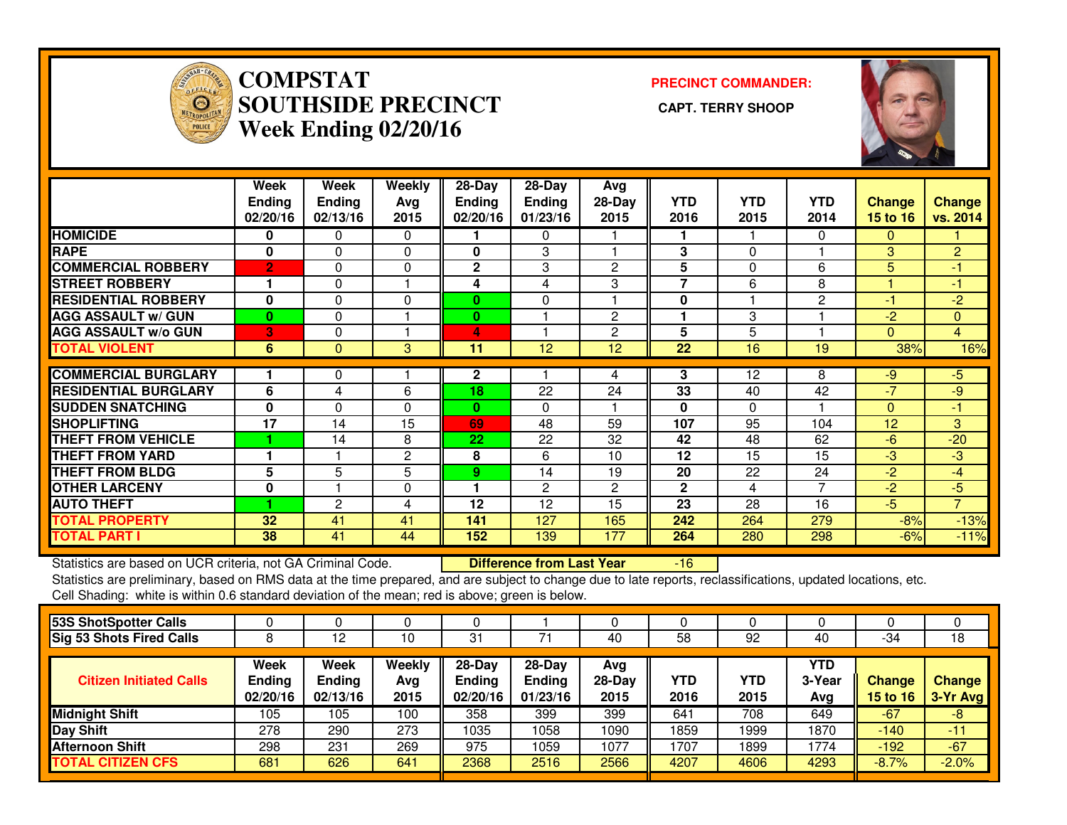# COMPSTAT
# SOUTHSIDE PRECINCT
# Week Ending 02/20/16

**PRECINCT COMMANDER:**

**CAPT. TERRY SHOOP**

| | Week Ending 02/20/16 | Week Ending 02/13/16 | Weekly Avg 2015 | 28-Day Ending 02/20/16 | 28-Day Ending 01/23/16 | Avg 28-Day 2015 | YTD 2016 | YTD 2015 | YTD 2014 | Change 15 to 16 | Change vs. 2014 |
|---|---|---|---|---|---|---|---|---|---|---|---|
| HOMICIDE | 0 | 0 | 0 | 1 | 0 | 1 | 1 | 1 | 0 | 0 | 1 |
| RAPE | 0 | 0 | 0 | 0 | 3 | 1 | 3 | 0 | 1 | 3 | 2 |
| COMMERCIAL ROBBERY | 2 | 0 | 0 | 2 | 3 | 2 | 5 | 0 | 6 | 5 | -1 |
| STREET ROBBERY | 1 | 0 | 1 | 4 | 4 | 3 | 7 | 6 | 8 | 1 | -1 |
| RESIDENTIAL ROBBERY | 0 | 0 | 0 | 0 | 0 | 1 | 0 | 1 | 2 | -1 | -2 |
| AGG ASSAULT w/ GUN | 0 | 0 | 1 | 0 | 1 | 2 | 1 | 3 | 1 | -2 | 0 |
| AGG ASSAULT w/o GUN | 3 | 0 | 1 | 4 | 1 | 2 | 5 | 5 | 1 | 0 | 4 |
| TOTAL VIOLENT | 6 | 0 | 3 | 11 | 12 | 12 | 22 | 16 | 19 | 38% | 16% |
| COMMERCIAL BURGLARY | 1 | 0 | 1 | 2 | 1 | 4 | 3 | 12 | 8 | -9 | -5 |
| RESIDENTIAL BURGLARY | 6 | 4 | 6 | 18 | 22 | 24 | 33 | 40 | 42 | -7 | -9 |
| SUDDEN SNATCHING | 0 | 0 | 0 | 0 | 0 | 1 | 0 | 0 | 1 | 0 | -1 |
| SHOPLIFTING | 17 | 14 | 15 | 69 | 48 | 59 | 107 | 95 | 104 | 12 | 3 |
| THEFT FROM VEHICLE | 1 | 14 | 8 | 22 | 22 | 32 | 42 | 48 | 62 | -6 | -20 |
| THEFT FROM YARD | 1 | 1 | 2 | 8 | 6 | 10 | 12 | 15 | 15 | -3 | -3 |
| THEFT FROM BLDG | 5 | 5 | 5 | 9 | 14 | 19 | 20 | 22 | 24 | -2 | -4 |
| OTHER LARCENY | 0 | 1 | 0 | 1 | 2 | 2 | 2 | 4 | 7 | -2 | -5 |
| AUTO THEFT | 1 | 2 | 4 | 12 | 12 | 15 | 23 | 28 | 16 | -5 | 7 |
| TOTAL PROPERTY | 32 | 41 | 41 | 141 | 127 | 165 | 242 | 264 | 279 | -8% | -13% |
| TOTAL PART I | 38 | 41 | 44 | 152 | 139 | 177 | 264 | 280 | 298 | -6% | -11% |

Statistics are based on UCR criteria, not GA Criminal Code. **Difference from Last Year** -16

Statistics are preliminary, based on RMS data at the time prepared, and are subject to change due to late reports, reclassifications, updated locations, etc.

Cell Shading: white is within 0.6 standard deviation of the mean; red is above; green is below.

| | | | | | | | | | | | |
|---|---|---|---|---|---|---|---|---|---|---|---|
| 53S ShotSpotter Calls | 0 | 0 | 0 | 0 | 1 | 0 | 0 | 0 | 0 | 0 | 0 |
| Sig 53 Shots Fired Calls | 8 | 12 | 10 | 31 | 71 | 40 | 58 | 92 | 40 | -34 | 18 |

| Citizen Initiated Calls | Week Ending 02/20/16 | Week Ending 02/13/16 | Weekly Avg 2015 | 28-Day Ending 02/20/16 | 28-Day Ending 01/23/16 | Avg 28-Day 2015 | YTD 2016 | YTD 2015 | YTD 3-Year Avg | Change 15 to 16 | Change 3-Yr Avg |
|---|---|---|---|---|---|---|---|---|---|---|---|
| Midnight Shift | 105 | 105 | 100 | 358 | 399 | 399 | 641 | 708 | 649 | -67 | -8 |
| Day Shift | 278 | 290 | 273 | 1035 | 1058 | 1090 | 1859 | 1999 | 1870 | -140 | -11 |
| Afternoon Shift | 298 | 231 | 269 | 975 | 1059 | 1077 | 1707 | 1899 | 1774 | -192 | -67 |
| TOTAL CITIZEN CFS | 681 | 626 | 641 | 2368 | 2516 | 2566 | 4207 | 4606 | 4293 | -8.7% | -2.0% |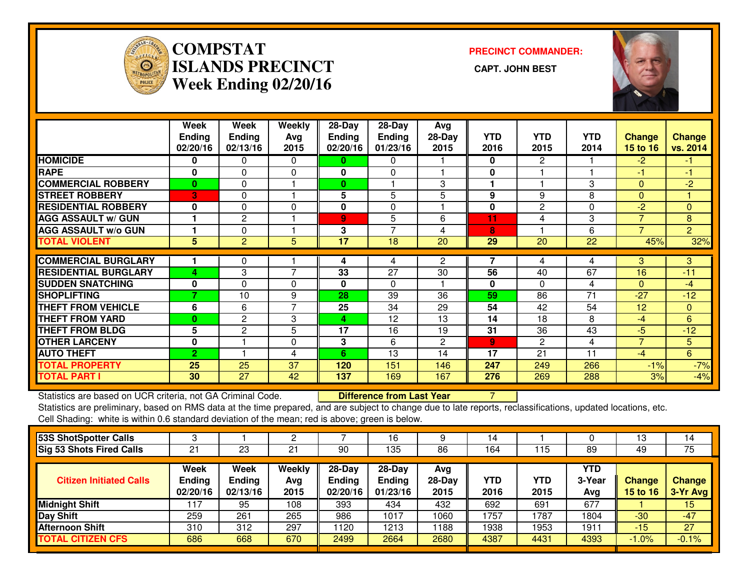# COMPSTAT ISLANDS PRECINCT Week Ending 02/20/16

**PRECINCT COMMANDER:**

**CAPT. JOHN BEST**

| | Week Ending 02/20/16 | Week Ending 02/13/16 | Weekly Avg 2015 | 28-Day Ending 02/20/16 | 28-Day Ending 01/23/16 | Avg 28-Day 2015 | YTD 2016 | YTD 2015 | YTD 2014 | Change 15 to 16 | Change vs. 2014 |
|---|---|---|---|---|---|---|---|---|---|---|---|
| HOMICIDE | 0 | 0 | 0 | 0 | 0 | 1 | 0 | 2 | 1 | -2 | -1 |
| RAPE | 0 | 0 | 0 | 0 | 0 | 1 | 0 | 1 | 1 | -1 | -1 |
| COMMERCIAL ROBBERY | 0 | 0 | 1 | 0 | 1 | 3 | 1 | 1 | 3 | 0 | -2 |
| STREET ROBBERY | 3 | 0 | 1 | 5 | 5 | 5 | 9 | 9 | 8 | 0 | 1 |
| RESIDENTIAL ROBBERY | 0 | 0 | 0 | 0 | 0 | 1 | 0 | 2 | 0 | -2 | 0 |
| AGG ASSAULT w/ GUN | 1 | 2 | 1 | 9 | 5 | 6 | 11 | 4 | 3 | 7 | 8 |
| AGG ASSAULT w/o GUN | 1 | 0 | 1 | 3 | 7 | 4 | 8 | 1 | 6 | 7 | 2 |
| TOTAL VIOLENT | 5 | 2 | 5 | 17 | 18 | 20 | 29 | 20 | 22 | 45% | 32% |
| COMMERCIAL BURGLARY | 1 | 0 | 1 | 4 | 4 | 2 | 7 | 4 | 4 | 3 | 3 |
| RESIDENTIAL BURGLARY | 4 | 3 | 7 | 33 | 27 | 30 | 56 | 40 | 67 | 16 | -11 |
| SUDDEN SNATCHING | 0 | 0 | 0 | 0 | 0 | 1 | 0 | 0 | 4 | 0 | -4 |
| SHOPLIFTING | 7 | 10 | 9 | 28 | 39 | 36 | 59 | 86 | 71 | -27 | -12 |
| THEFT FROM VEHICLE | 6 | 6 | 7 | 25 | 34 | 29 | 54 | 42 | 54 | 12 | 0 |
| THEFT FROM YARD | 0 | 2 | 3 | 4 | 12 | 13 | 14 | 18 | 8 | -4 | 6 |
| THEFT FROM BLDG | 5 | 2 | 5 | 17 | 16 | 19 | 31 | 36 | 43 | -5 | -12 |
| OTHER LARCENY | 0 | 1 | 0 | 3 | 6 | 2 | 9 | 2 | 4 | 7 | 5 |
| AUTO THEFT | 2 | 1 | 4 | 6 | 13 | 14 | 17 | 21 | 11 | -4 | 6 |
| TOTAL PROPERTY | 25 | 25 | 37 | 120 | 151 | 146 | 247 | 249 | 266 | -1% | -7% |
| TOTAL PART I | 30 | 27 | 42 | 137 | 169 | 167 | 276 | 269 | 288 | 3% | -4% |

Statistics are based on UCR criteria, not GA Criminal Code. **Difference from Last Year** 7

Statistics are preliminary, based on RMS data at the time prepared, and are subject to change due to late reports, reclassifications, updated locations, etc.

Cell Shading: white is within 0.6 standard deviation of the mean; red is above; green is below.

| | | | | | | | | | | | |
|---|---|---|---|---|---|---|---|---|---|---|---|
| 53S ShotSpotter Calls | 3 | 1 | 2 | 7 | 16 | 9 | 14 | 1 | 0 | 13 | 14 |
| Sig 53 Shots Fired Calls | 21 | 23 | 21 | 90 | 135 | 86 | 164 | 115 | 89 | 49 | 75 |

| Citizen Initiated Calls | Week Ending 02/20/16 | Week Ending 02/13/16 | Weekly Avg 2015 | 28-Day Ending 02/20/16 | 28-Day Ending 01/23/16 | Avg 28-Day 2015 | YTD 2016 | YTD 2015 | YTD 3-Year Avg | Change 15 to 16 | Change 3-Yr Avg |
|---|---|---|---|---|---|---|---|---|---|---|---|
| Midnight Shift | 117 | 95 | 108 | 393 | 434 | 432 | 692 | 691 | 677 | 1 | 15 |
| Day Shift | 259 | 261 | 265 | 986 | 1017 | 1060 | 1757 | 1787 | 1804 | -30 | -47 |
| Afternoon Shift | 310 | 312 | 297 | 1120 | 1213 | 1188 | 1938 | 1953 | 1911 | -15 | 27 |
| TOTAL CITIZEN CFS | 686 | 668 | 670 | 2499 | 2664 | 2680 | 4387 | 4431 | 4393 | -1.0% | -0.1% |